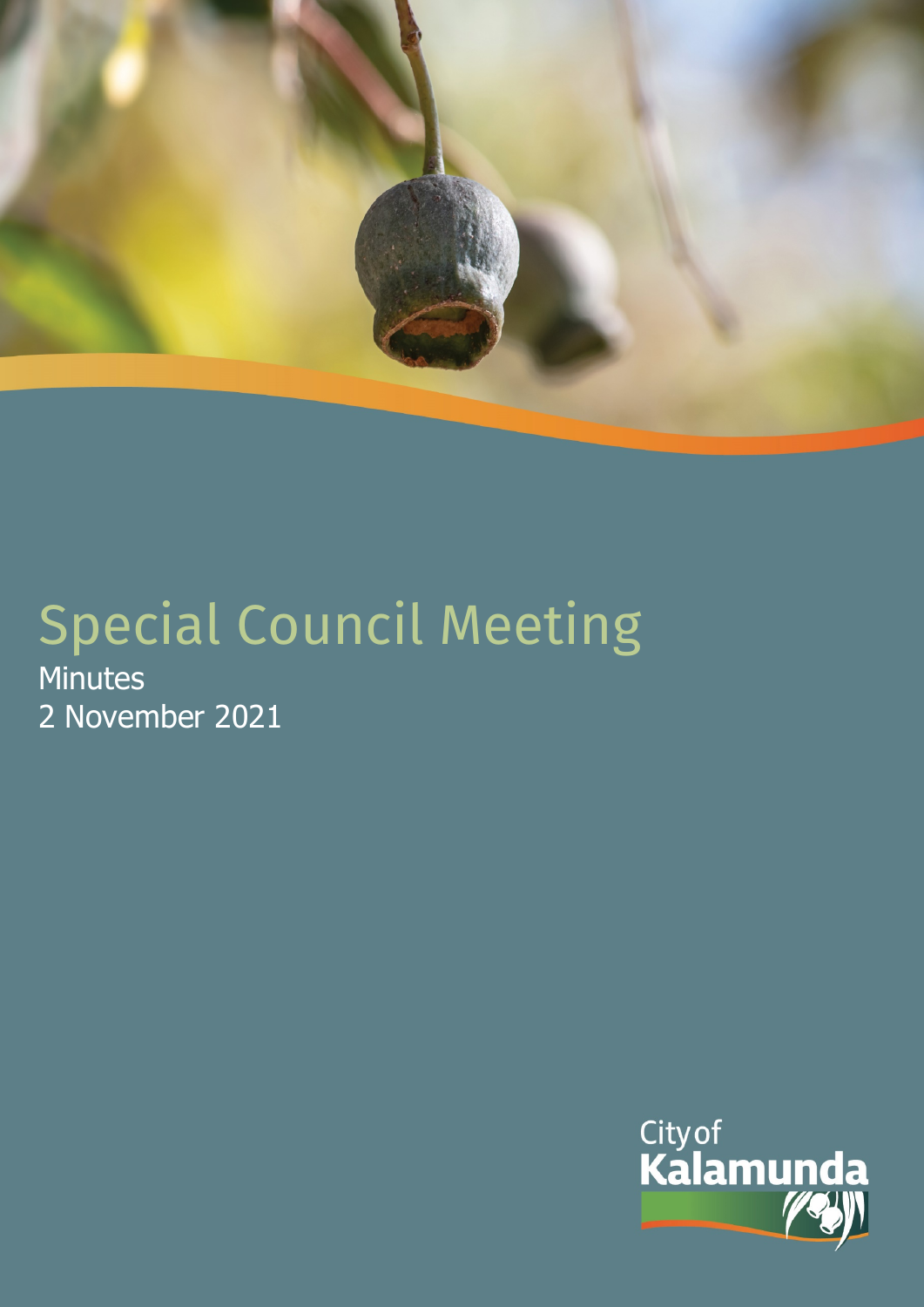# Special Council Meeting

Minutes

2 November 2021

City of Kalamunda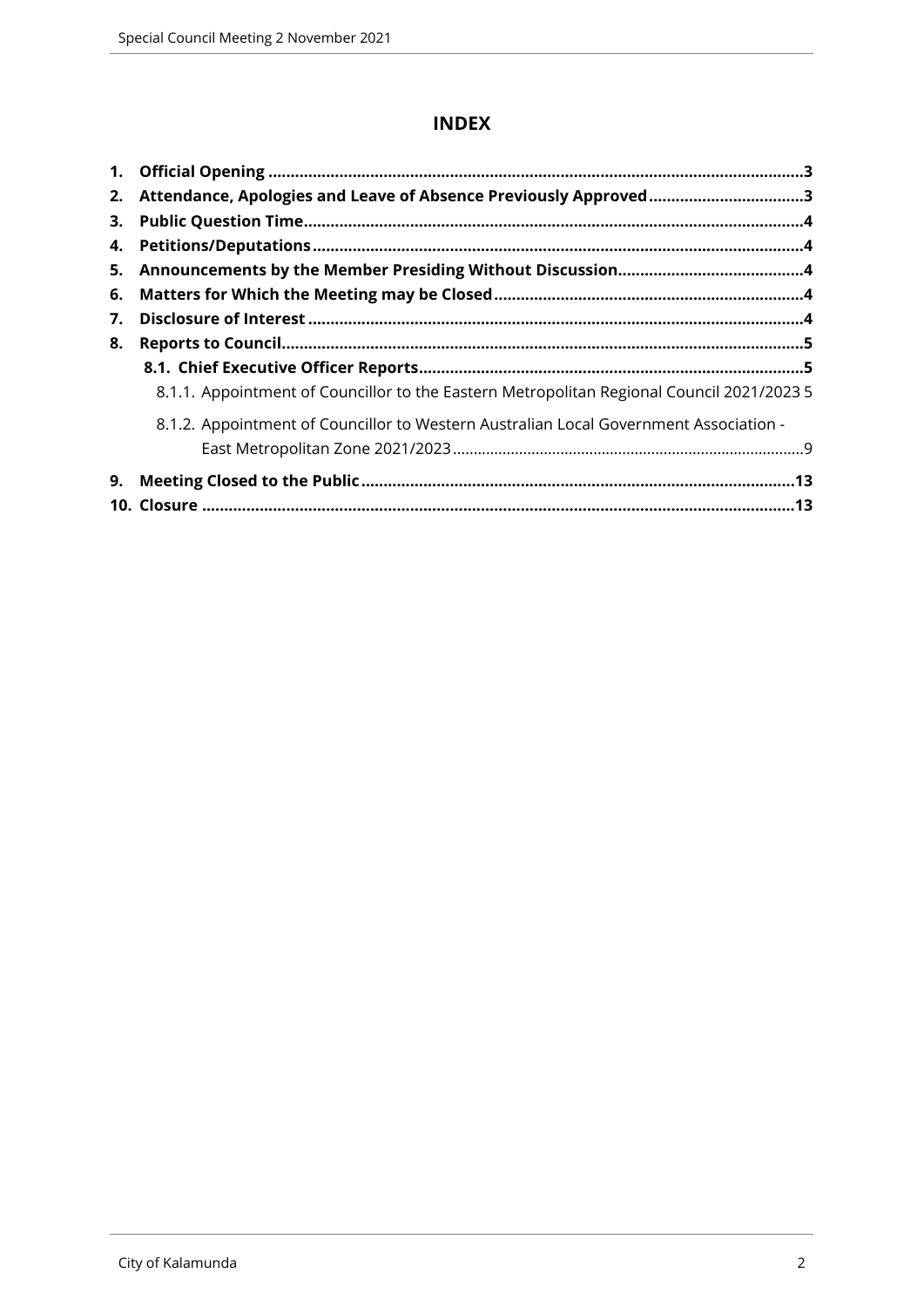# INDEX

1. **Official Opening** .......................................................................................................... 3
2. **Attendance, Apologies and Leave of Absence Previously Approved** .................................. 3
3. **Public Question Time** ................................................................................................. 4
4. **Petitions/Deputations** ................................................................................................ 4
5. **Announcements by the Member Presiding Without Discussion** .......................................... 4
6. **Matters for Which the Meeting may be Closed** ................................................................ 4
7. **Disclosure of Interest** ................................................................................................. 4
8. **Reports to Council** ...................................................................................................... 5
   - **8.1. Chief Executive Officer Reports** ............................................................................. 5
     - 8.1.1. Appointment of Councillor to the Eastern Metropolitan Regional Council 2021/2023 5
     - 8.1.2. Appointment of Councillor to Western Australian Local Government Association - East Metropolitan Zone 2021/2023 .................................................................................. 9
9. **Meeting Closed to the Public** ....................................................................................... 13
10. **Closure** .................................................................................................................... 13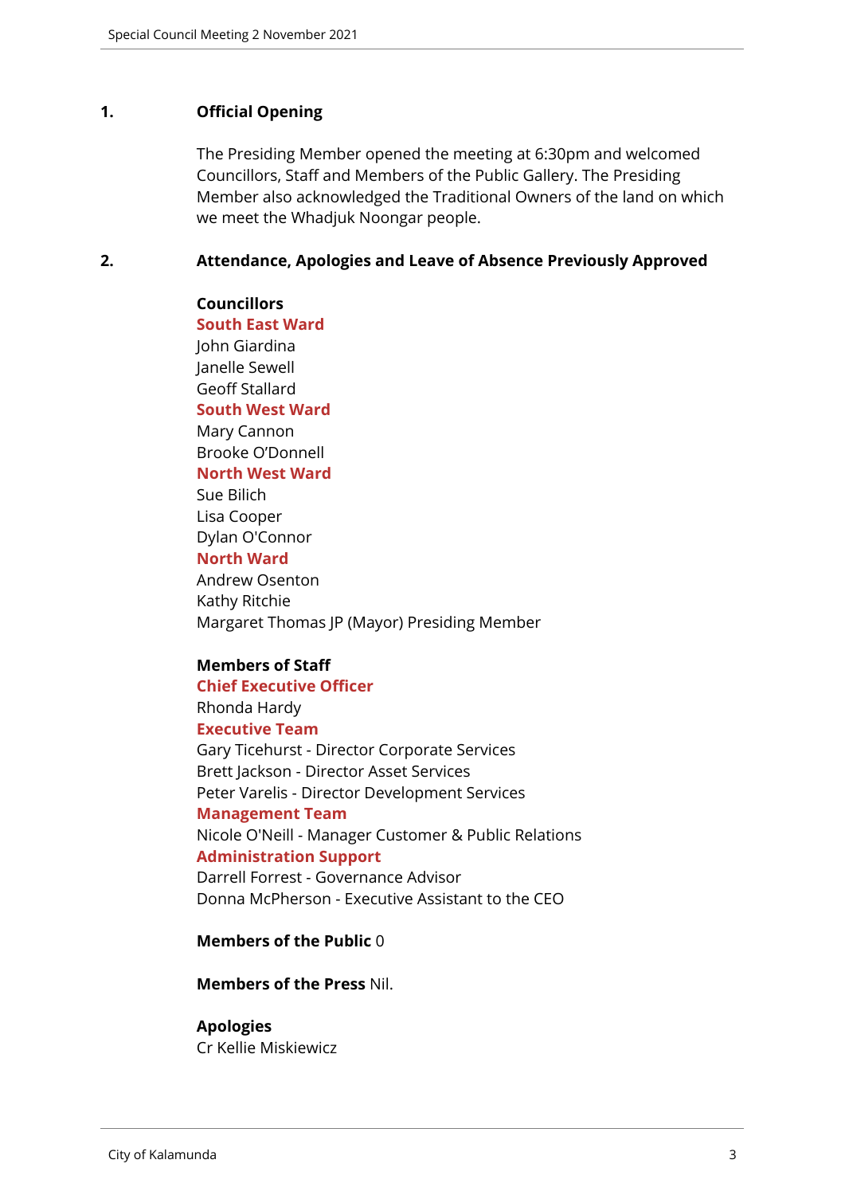## 1. Official Opening

The Presiding Member opened the meeting at 6:30pm and welcomed Councillors, Staff and Members of the Public Gallery. The Presiding Member also acknowledged the Traditional Owners of the land on which we meet the Whadjuk Noongar people.

## 2. Attendance, Apologies and Leave of Absence Previously Approved

**Councillors**

**South East Ward**
John Giardina
Janelle Sewell
Geoff Stallard

**South West Ward**
Mary Cannon
Brooke O'Donnell

**North West Ward**
Sue Bilich
Lisa Cooper
Dylan O'Connor

**North Ward**
Andrew Osenton
Kathy Ritchie
Margaret Thomas JP (Mayor) Presiding Member

**Members of Staff**

**Chief Executive Officer**
Rhonda Hardy

**Executive Team**
Gary Ticehurst - Director Corporate Services
Brett Jackson - Director Asset Services
Peter Varelis - Director Development Services

**Management Team**
Nicole O'Neill - Manager Customer & Public Relations

**Administration Support**
Darrell Forrest - Governance Advisor
Donna McPherson - Executive Assistant to the CEO

**Members of the Public** 0

**Members of the Press** Nil.

**Apologies**
Cr Kellie Miskiewicz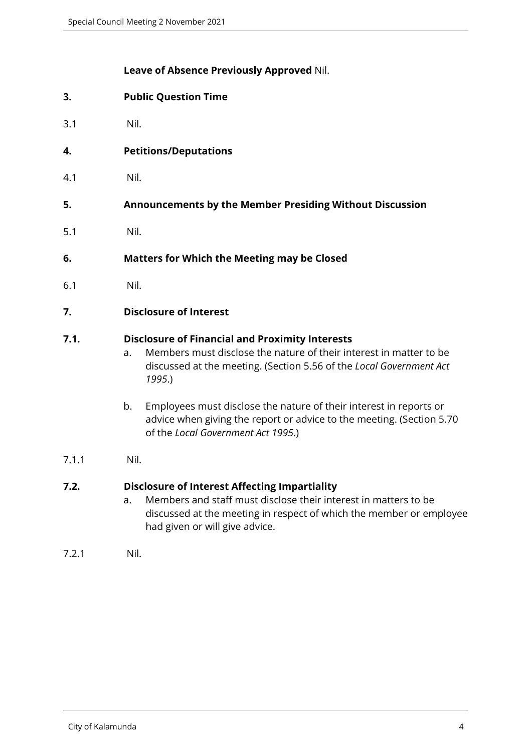**Leave of Absence Previously Approved** Nil.

## 3. Public Question Time

3.1 Nil.

## 4. Petitions/Deputations

4.1 Nil.

## 5. Announcements by the Member Presiding Without Discussion

5.1 Nil.

## 6. Matters for Which the Meeting may be Closed

6.1 Nil.

## 7. Disclosure of Interest

### 7.1. Disclosure of Financial and Proximity Interests

a. Members must disclose the nature of their interest in matter to be discussed at the meeting. (Section 5.56 of the *Local Government Act 1995*.)

b. Employees must disclose the nature of their interest in reports or advice when giving the report or advice to the meeting. (Section 5.70 of the *Local Government Act 1995*.)

7.1.1 Nil.

### 7.2. Disclosure of Interest Affecting Impartiality

a. Members and staff must disclose their interest in matters to be discussed at the meeting in respect of which the member or employee had given or will give advice.

7.2.1 Nil.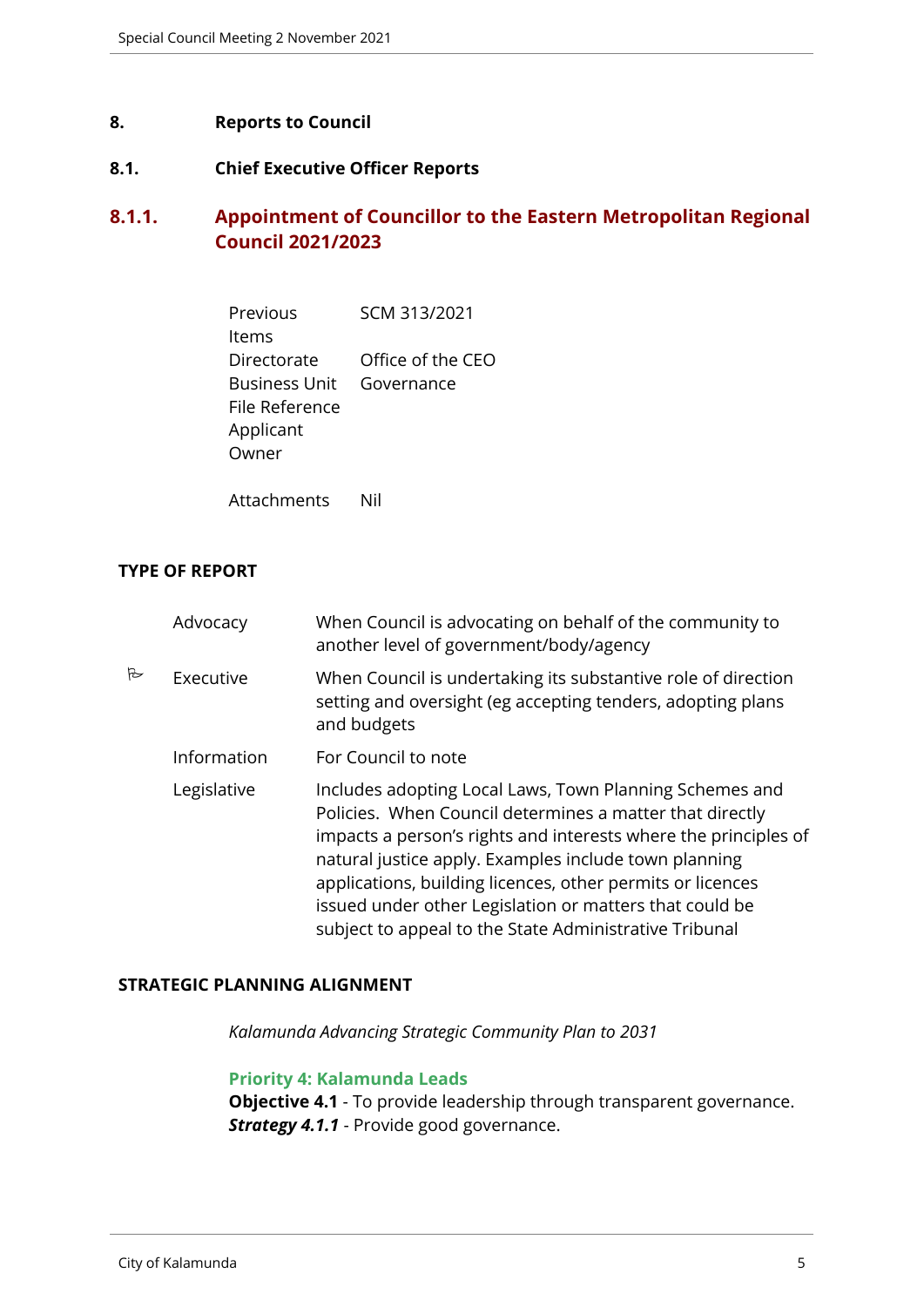# 8. Reports to Council

## 8.1. Chief Executive Officer Reports

### 8.1.1. Appointment of Councillor to the Eastern Metropolitan Regional Council 2021/2023

| | |
|---|---|
| Previous Items | SCM 313/2021 |
| Directorate | Office of the CEO |
| Business Unit | Governance |
| File Reference | |
| Applicant | |
| Owner | |
| Attachments | Nil |

**TYPE OF REPORT**

| | | |
|---|---|---|
| | Advocacy | When Council is advocating on behalf of the community to another level of government/body/agency |
| ✓ | Executive | When Council is undertaking its substantive role of direction setting and oversight (eg accepting tenders, adopting plans and budgets |
| | Information | For Council to note |
| | Legislative | Includes adopting Local Laws, Town Planning Schemes and Policies. When Council determines a matter that directly impacts a person's rights and interests where the principles of natural justice apply. Examples include town planning applications, building licences, other permits or licences issued under other Legislation or matters that could be subject to appeal to the State Administrative Tribunal |

**STRATEGIC PLANNING ALIGNMENT**

*Kalamunda Advancing Strategic Community Plan to 2031*

**Priority 4: Kalamunda Leads**
**Objective 4.1** - To provide leadership through transparent governance.
***Strategy 4.1.1*** - Provide good governance.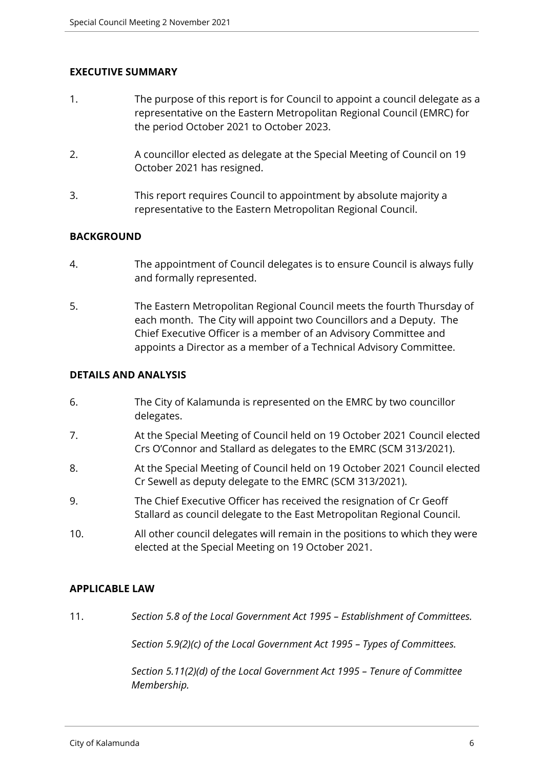## EXECUTIVE SUMMARY

1. The purpose of this report is for Council to appoint a council delegate as a representative on the Eastern Metropolitan Regional Council (EMRC) for the period October 2021 to October 2023.

2. A councillor elected as delegate at the Special Meeting of Council on 19 October 2021 has resigned.

3. This report requires Council to appointment by absolute majority a representative to the Eastern Metropolitan Regional Council.

## BACKGROUND

4. The appointment of Council delegates is to ensure Council is always fully and formally represented.

5. The Eastern Metropolitan Regional Council meets the fourth Thursday of each month. The City will appoint two Councillors and a Deputy. The Chief Executive Officer is a member of an Advisory Committee and appoints a Director as a member of a Technical Advisory Committee.

## DETAILS AND ANALYSIS

6. The City of Kalamunda is represented on the EMRC by two councillor delegates.

7. At the Special Meeting of Council held on 19 October 2021 Council elected Crs O'Connor and Stallard as delegates to the EMRC (SCM 313/2021).

8. At the Special Meeting of Council held on 19 October 2021 Council elected Cr Sewell as deputy delegate to the EMRC (SCM 313/2021).

9. The Chief Executive Officer has received the resignation of Cr Geoff Stallard as council delegate to the East Metropolitan Regional Council.

10. All other council delegates will remain in the positions to which they were elected at the Special Meeting on 19 October 2021.

## APPLICABLE LAW

11. *Section 5.8 of the Local Government Act 1995 – Establishment of Committees.*

    *Section 5.9(2)(c) of the Local Government Act 1995 – Types of Committees.*

    *Section 5.11(2)(d) of the Local Government Act 1995 – Tenure of Committee Membership.*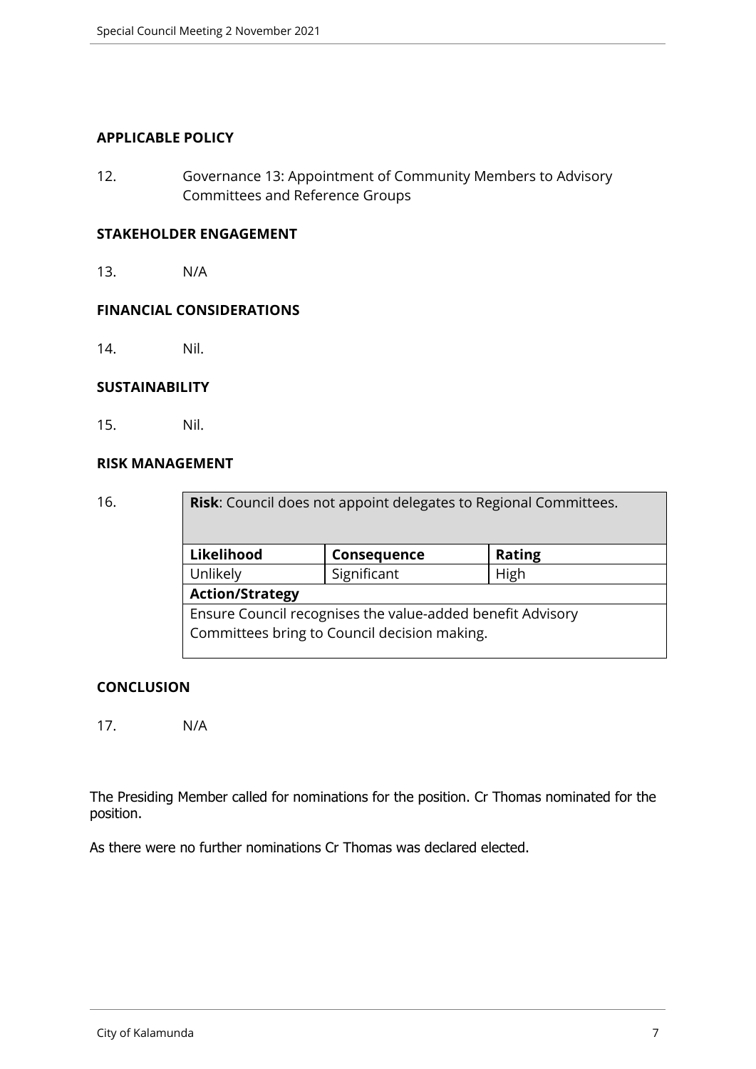## APPLICABLE POLICY

12. Governance 13: Appointment of Community Members to Advisory Committees and Reference Groups

## STAKEHOLDER ENGAGEMENT

13. N/A

## FINANCIAL CONSIDERATIONS

14. Nil.

## SUSTAINABILITY

15. Nil.

## RISK MANAGEMENT

16.

| **Risk**: Council does not appoint delegates to Regional Committees. | | |
|---|---|---|
| **Likelihood** | **Consequence** | **Rating** |
| Unlikely | Significant | High |
| **Action/Strategy** | | |
| Ensure Council recognises the value-added benefit Advisory Committees bring to Council decision making. | | |

## CONCLUSION

17. N/A

The Presiding Member called for nominations for the position. Cr Thomas nominated for the position.

As there were no further nominations Cr Thomas was declared elected.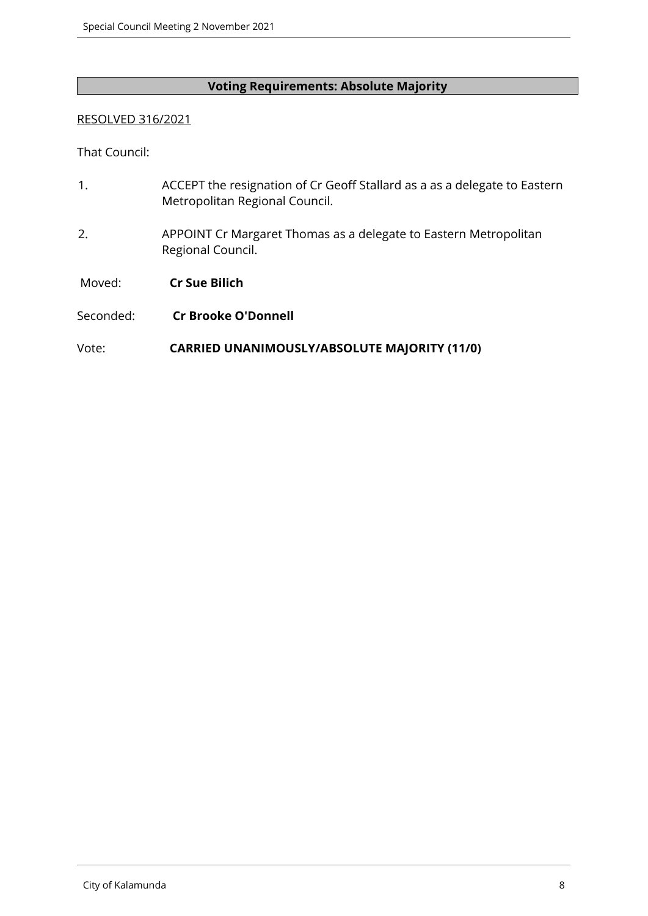**Voting Requirements: Absolute Majority**

RESOLVED 316/2021

That Council:

1. ACCEPT the resignation of Cr Geoff Stallard as a as a delegate to Eastern Metropolitan Regional Council.
2. APPOINT Cr Margaret Thomas as a delegate to Eastern Metropolitan Regional Council.

Moved: **Cr Sue Bilich**

Seconded: **Cr Brooke O'Donnell**

Vote: **CARRIED UNANIMOUSLY/ABSOLUTE MAJORITY (11/0)**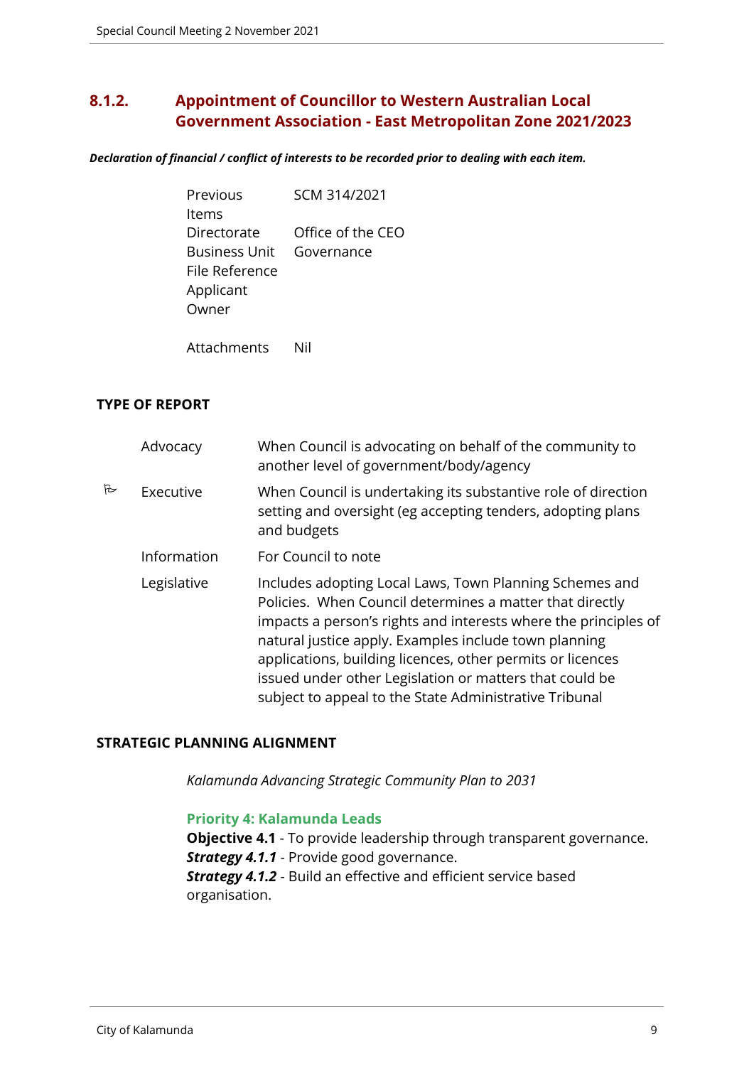## 8.1.2. Appointment of Councillor to Western Australian Local Government Association - East Metropolitan Zone 2021/2023

***Declaration of financial / conflict of interests to be recorded prior to dealing with each item.***

| | |
|---|---|
| Previous Items | SCM 314/2021 |
| Directorate | Office of the CEO |
| Business Unit | Governance |
| File Reference | |
| Applicant | |
| Owner | |
| Attachments | Nil |

### TYPE OF REPORT

| | | |
|---|---|---|
| | Advocacy | When Council is advocating on behalf of the community to another level of government/body/agency |
| ✓ | Executive | When Council is undertaking its substantive role of direction setting and oversight (eg accepting tenders, adopting plans and budgets |
| | Information | For Council to note |
| | Legislative | Includes adopting Local Laws, Town Planning Schemes and Policies. When Council determines a matter that directly impacts a person's rights and interests where the principles of natural justice apply. Examples include town planning applications, building licences, other permits or licences issued under other Legislation or matters that could be subject to appeal to the State Administrative Tribunal |

### STRATEGIC PLANNING ALIGNMENT

*Kalamunda Advancing Strategic Community Plan to 2031*

**Priority 4: Kalamunda Leads**
**Objective 4.1** - To provide leadership through transparent governance.
***Strategy 4.1.1*** - Provide good governance.
***Strategy 4.1.2*** - Build an effective and efficient service based organisation.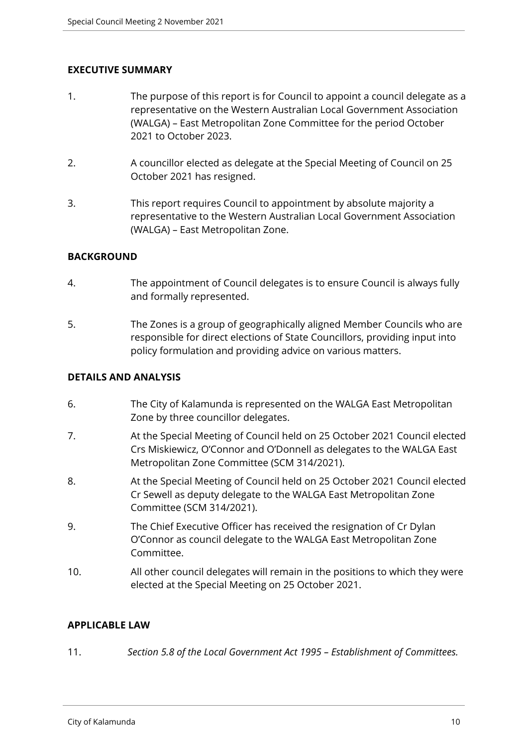## EXECUTIVE SUMMARY

1. The purpose of this report is for Council to appoint a council delegate as a representative on the Western Australian Local Government Association (WALGA) – East Metropolitan Zone Committee for the period October 2021 to October 2023.

2. A councillor elected as delegate at the Special Meeting of Council on 25 October 2021 has resigned.

3. This report requires Council to appointment by absolute majority a representative to the Western Australian Local Government Association (WALGA) – East Metropolitan Zone.

## BACKGROUND

4. The appointment of Council delegates is to ensure Council is always fully and formally represented.

5. The Zones is a group of geographically aligned Member Councils who are responsible for direct elections of State Councillors, providing input into policy formulation and providing advice on various matters.

## DETAILS AND ANALYSIS

6. The City of Kalamunda is represented on the WALGA East Metropolitan Zone by three councillor delegates.

7. At the Special Meeting of Council held on 25 October 2021 Council elected Crs Miskiewicz, O'Connor and O'Donnell as delegates to the WALGA East Metropolitan Zone Committee (SCM 314/2021).

8. At the Special Meeting of Council held on 25 October 2021 Council elected Cr Sewell as deputy delegate to the WALGA East Metropolitan Zone Committee (SCM 314/2021).

9. The Chief Executive Officer has received the resignation of Cr Dylan O'Connor as council delegate to the WALGA East Metropolitan Zone Committee.

10. All other council delegates will remain in the positions to which they were elected at the Special Meeting on 25 October 2021.

## APPLICABLE LAW

11. *Section 5.8 of the Local Government Act 1995 – Establishment of Committees.*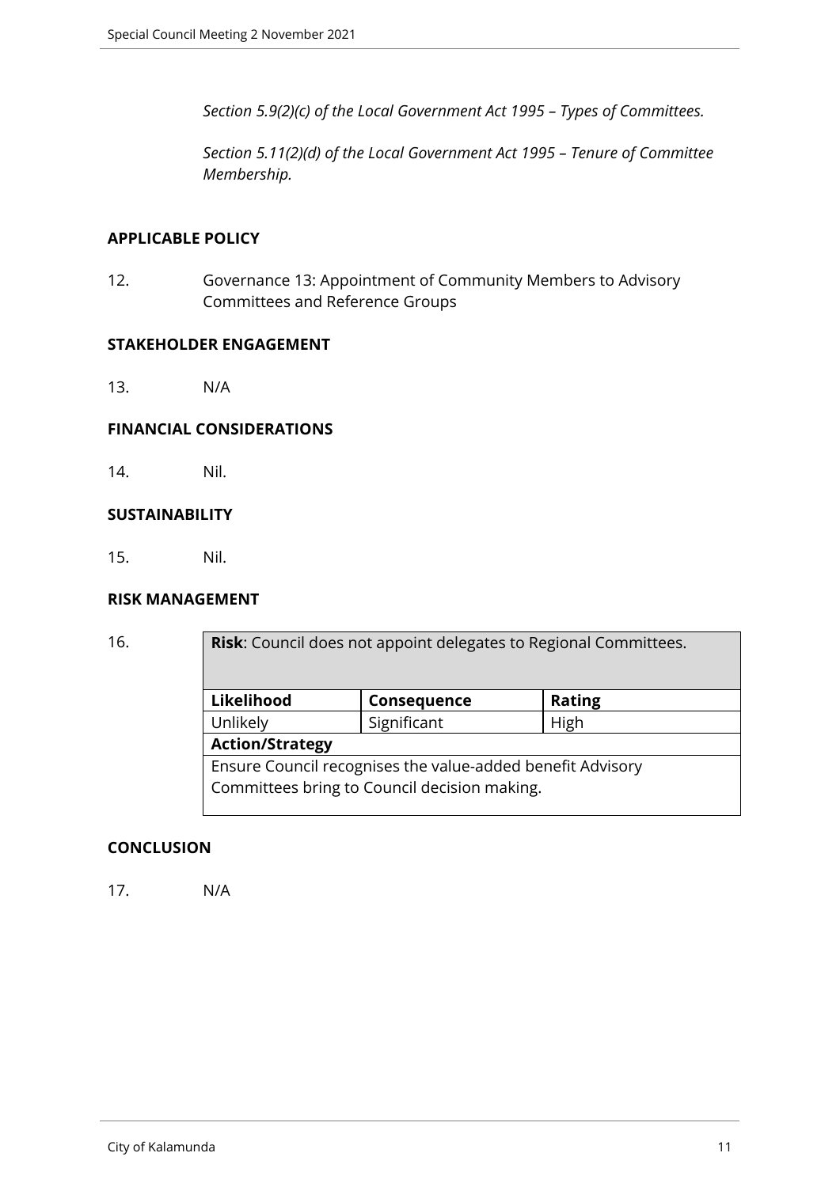*Section 5.9(2)(c) of the Local Government Act 1995 – Types of Committees.*

*Section 5.11(2)(d) of the Local Government Act 1995 – Tenure of Committee Membership.*

**APPLICABLE POLICY**

12. Governance 13: Appointment of Community Members to Advisory Committees and Reference Groups

**STAKEHOLDER ENGAGEMENT**

13. N/A

**FINANCIAL CONSIDERATIONS**

14. Nil.

**SUSTAINABILITY**

15. Nil.

**RISK MANAGEMENT**

16.

| **Risk**: Council does not appoint delegates to Regional Committees. | | |
|---|---|---|
| **Likelihood** | **Consequence** | **Rating** |
| Unlikely | Significant | High |
| **Action/Strategy** | | |
| Ensure Council recognises the value-added benefit Advisory Committees bring to Council decision making. | | |

**CONCLUSION**

17. N/A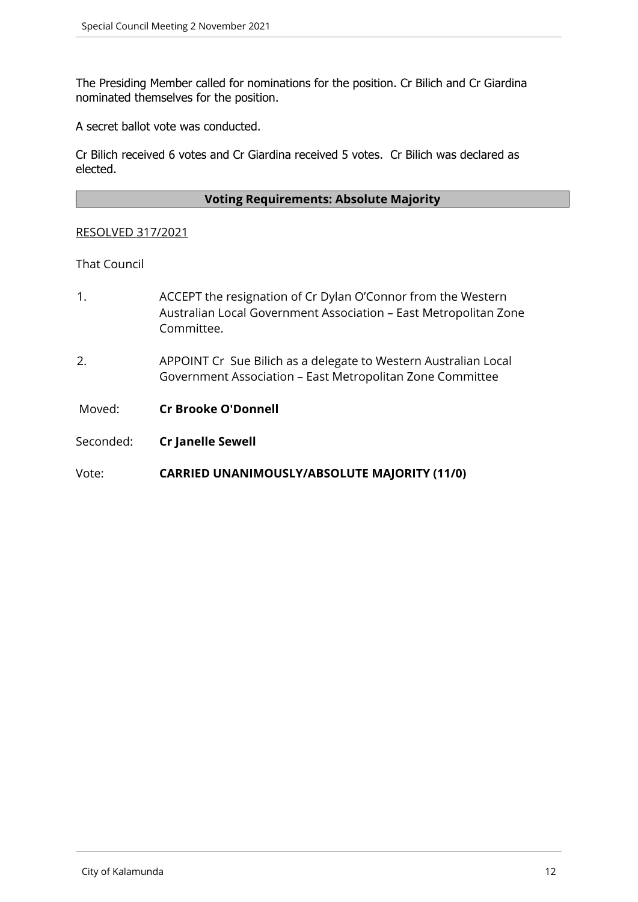The Presiding Member called for nominations for the position. Cr Bilich and Cr Giardina nominated themselves for the position.

A secret ballot vote was conducted.

Cr Bilich received 6 votes and Cr Giardina received 5 votes.  Cr Bilich was declared as elected.

**Voting Requirements: Absolute Majority**

RESOLVED 317/2021

That Council

1. ACCEPT the resignation of Cr Dylan O'Connor from the Western Australian Local Government Association – East Metropolitan Zone Committee.

2. APPOINT Cr  Sue Bilich as a delegate to Western Australian Local Government Association – East Metropolitan Zone Committee

Moved: **Cr Brooke O'Donnell**

Seconded: **Cr Janelle Sewell**

Vote: **CARRIED UNANIMOUSLY/ABSOLUTE MAJORITY (11/0)**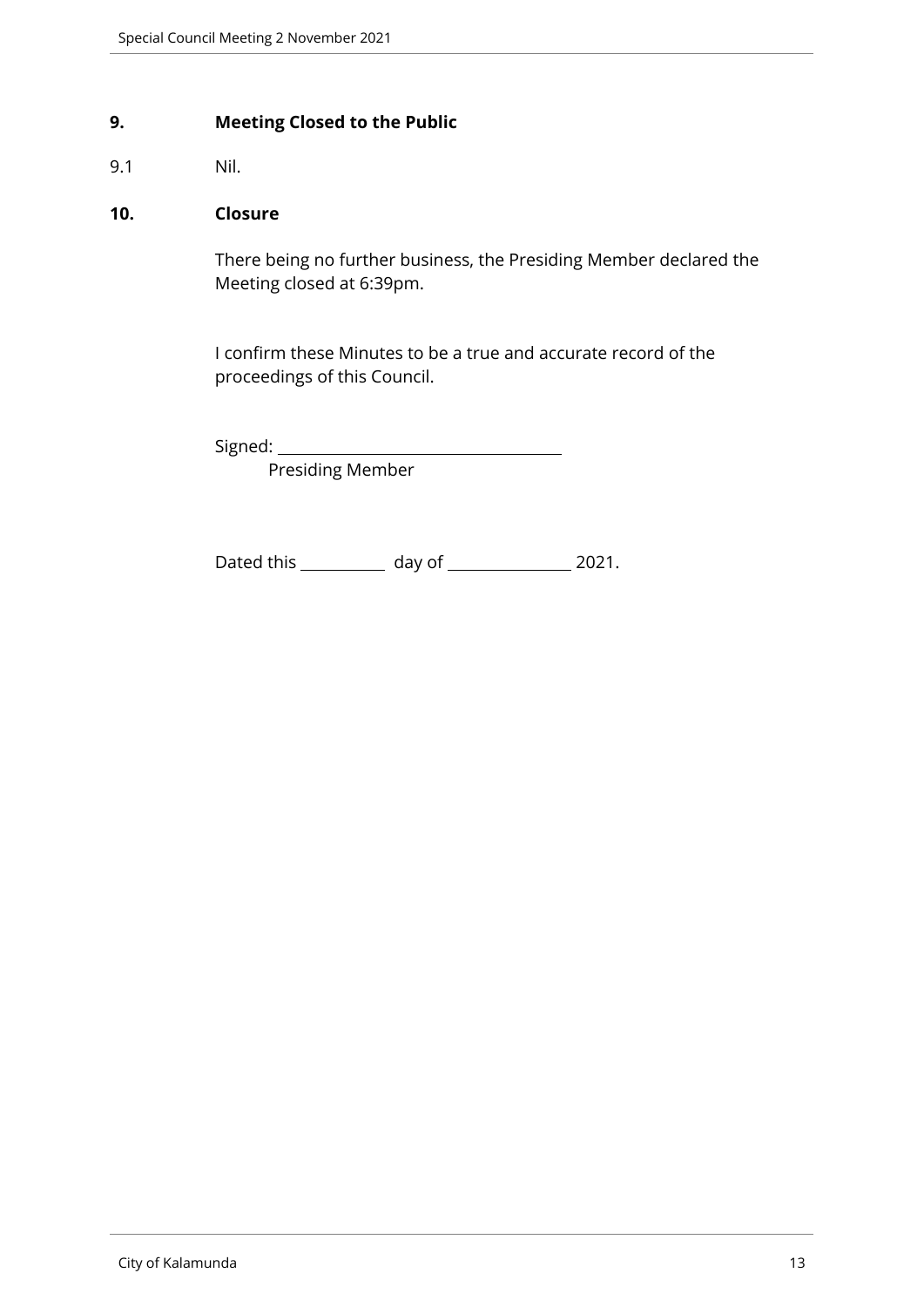## 9. Meeting Closed to the Public

9.1 Nil.

## 10. Closure

There being no further business, the Presiding Member declared the Meeting closed at 6:39pm.

I confirm these Minutes to be a true and accurate record of the proceedings of this Council.

Signed: ________________________________

Presiding Member

Dated this __________ day of _______________ 2021.